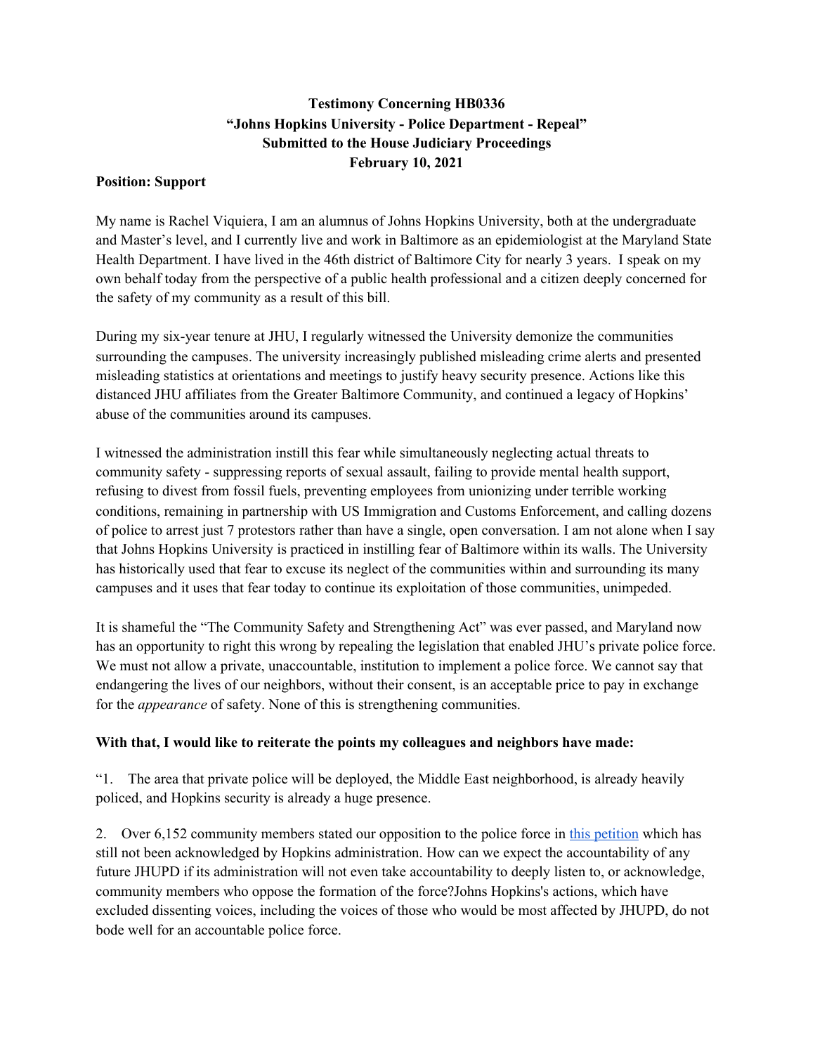**Testimony Concerning HB0336**
**"Johns Hopkins University - Police Department - Repeal"**
**Submitted to the House Judiciary Proceedings**
**February 10, 2021**

**Position: Support**

My name is Rachel Viquiera, I am an alumnus of Johns Hopkins University, both at the undergraduate and Master's level, and I currently live and work in Baltimore as an epidemiologist at the Maryland State Health Department. I have lived in the 46th district of Baltimore City for nearly 3 years. I speak on my own behalf today from the perspective of a public health professional and a citizen deeply concerned for the safety of my community as a result of this bill.

During my six-year tenure at JHU, I regularly witnessed the University demonize the communities surrounding the campuses. The university increasingly published misleading crime alerts and presented misleading statistics at orientations and meetings to justify heavy security presence. Actions like this distanced JHU affiliates from the Greater Baltimore Community, and continued a legacy of Hopkins' abuse of the communities around its campuses.

I witnessed the administration instill this fear while simultaneously neglecting actual threats to community safety - suppressing reports of sexual assault, failing to provide mental health support, refusing to divest from fossil fuels, preventing employees from unionizing under terrible working conditions, remaining in partnership with US Immigration and Customs Enforcement, and calling dozens of police to arrest just 7 protestors rather than have a single, open conversation. I am not alone when I say that Johns Hopkins University is practiced in instilling fear of Baltimore within its walls. The University has historically used that fear to excuse its neglect of the communities within and surrounding its many campuses and it uses that fear today to continue its exploitation of those communities, unimpeded.

It is shameful the "The Community Safety and Strengthening Act" was ever passed, and Maryland now has an opportunity to right this wrong by repealing the legislation that enabled JHU's private police force. We must not allow a private, unaccountable, institution to implement a police force. We cannot say that endangering the lives of our neighbors, without their consent, is an acceptable price to pay in exchange for the *appearance* of safety. None of this is strengthening communities.

**With that, I would like to reiterate the points my colleagues and neighbors have made:**

"1. The area that private police will be deployed, the Middle East neighborhood, is already heavily policed, and Hopkins security is already a huge presence.

2. Over 6,152 community members stated our opposition to the police force in this petition which has still not been acknowledged by Hopkins administration. How can we expect the accountability of any future JHUPD if its administration will not even take accountability to deeply listen to, or acknowledge, community members who oppose the formation of the force?Johns Hopkins's actions, which have excluded dissenting voices, including the voices of those who would be most affected by JHUPD, do not bode well for an accountable police force.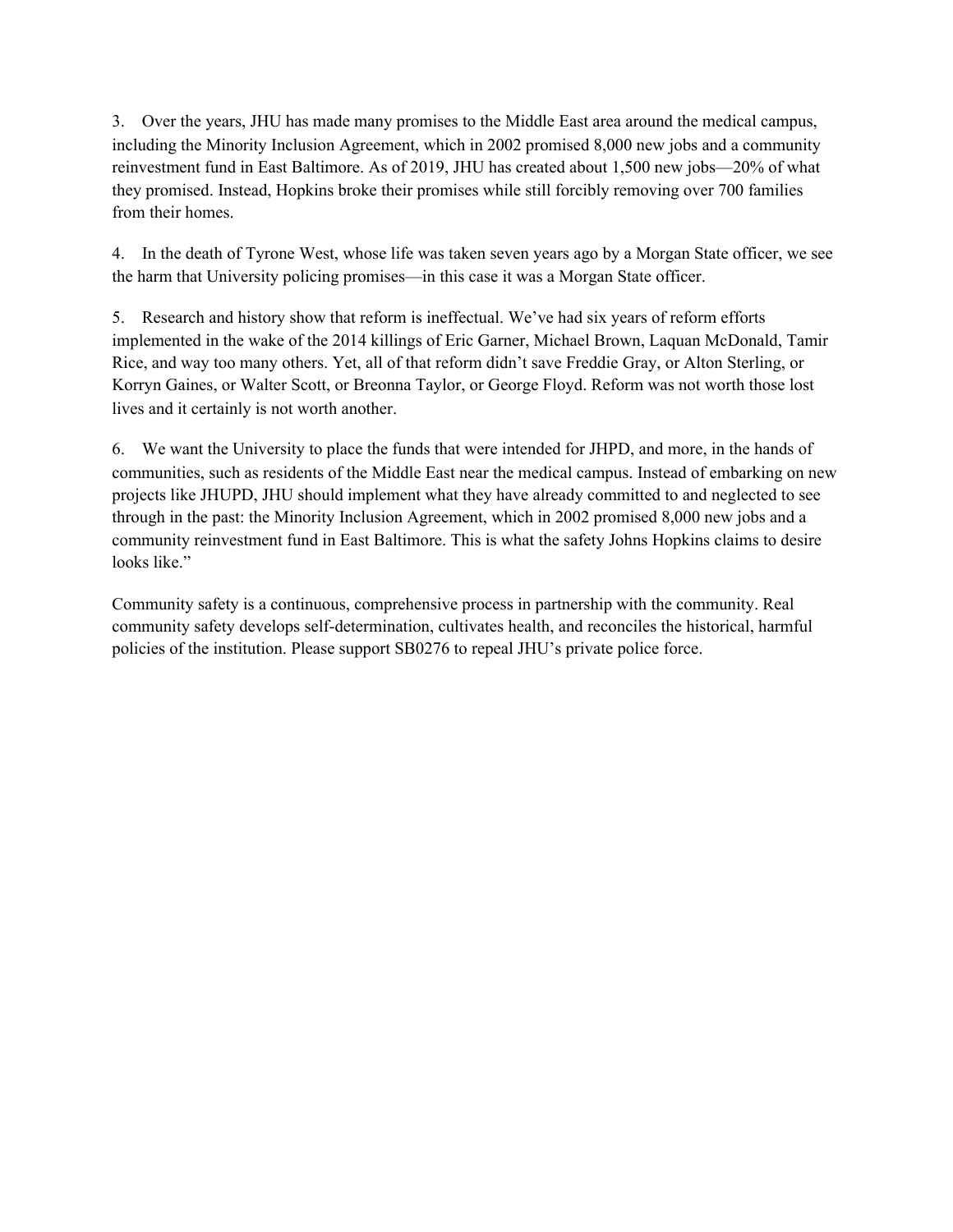3. Over the years, JHU has made many promises to the Middle East area around the medical campus, including the Minority Inclusion Agreement, which in 2002 promised 8,000 new jobs and a community reinvestment fund in East Baltimore. As of 2019, JHU has created about 1,500 new jobs—20% of what they promised. Instead, Hopkins broke their promises while still forcibly removing over 700 families from their homes.

4. In the death of Tyrone West, whose life was taken seven years ago by a Morgan State officer, we see the harm that University policing promises—in this case it was a Morgan State officer.

5. Research and history show that reform is ineffectual. We've had six years of reform efforts implemented in the wake of the 2014 killings of Eric Garner, Michael Brown, Laquan McDonald, Tamir Rice, and way too many others. Yet, all of that reform didn't save Freddie Gray, or Alton Sterling, or Korryn Gaines, or Walter Scott, or Breonna Taylor, or George Floyd. Reform was not worth those lost lives and it certainly is not worth another.

6. We want the University to place the funds that were intended for JHPD, and more, in the hands of communities, such as residents of the Middle East near the medical campus. Instead of embarking on new projects like JHUPD, JHU should implement what they have already committed to and neglected to see through in the past: the Minority Inclusion Agreement, which in 2002 promised 8,000 new jobs and a community reinvestment fund in East Baltimore. This is what the safety Johns Hopkins claims to desire looks like."

Community safety is a continuous, comprehensive process in partnership with the community. Real community safety develops self-determination, cultivates health, and reconciles the historical, harmful policies of the institution. Please support SB0276 to repeal JHU's private police force.